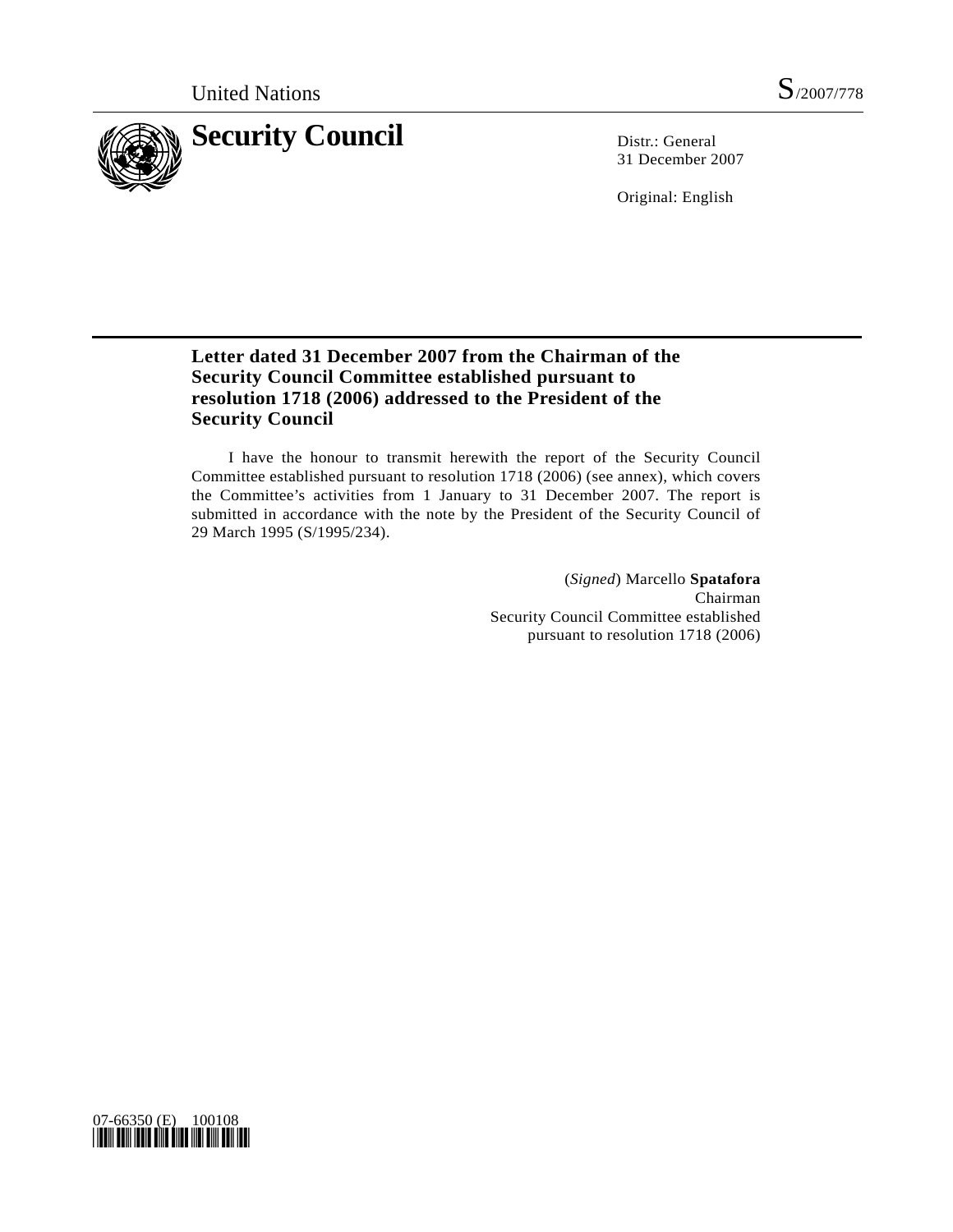United Nations S/2007/778

# Security Council

Distr.: General
31 December 2007

Original: English

## Letter dated 31 December 2007 from the Chairman of the Security Council Committee established pursuant to resolution 1718 (2006) addressed to the President of the Security Council

I have the honour to transmit herewith the report of the Security Council Committee established pursuant to resolution 1718 (2006) (see annex), which covers the Committee's activities from 1 January to 31 December 2007. The report is submitted in accordance with the note by the President of the Security Council of 29 March 1995 (S/1995/234).

(*Signed*) Marcello **Spatafora**
Chairman
Security Council Committee established
pursuant to resolution 1718 (2006)

07-66350 (E) 100108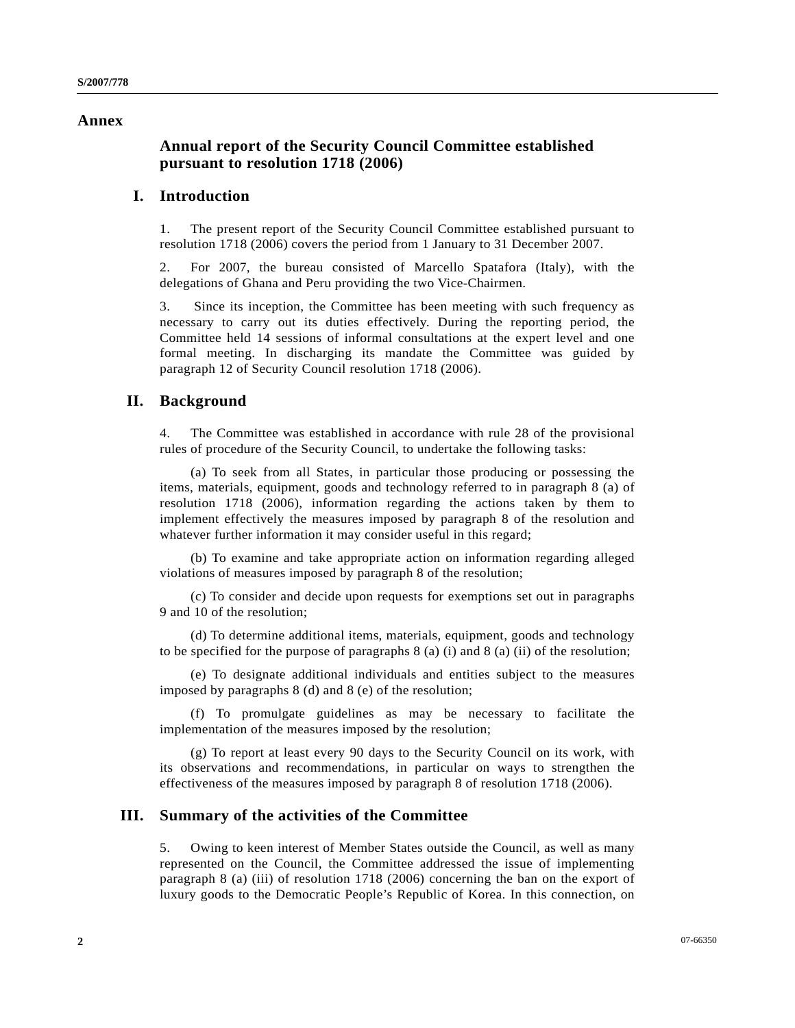# Annex

## Annual report of the Security Council Committee established pursuant to resolution 1718 (2006)

## I. Introduction

1. The present report of the Security Council Committee established pursuant to resolution 1718 (2006) covers the period from 1 January to 31 December 2007.

2. For 2007, the bureau consisted of Marcello Spatafora (Italy), with the delegations of Ghana and Peru providing the two Vice-Chairmen.

3. Since its inception, the Committee has been meeting with such frequency as necessary to carry out its duties effectively. During the reporting period, the Committee held 14 sessions of informal consultations at the expert level and one formal meeting. In discharging its mandate the Committee was guided by paragraph 12 of Security Council resolution 1718 (2006).

## II. Background

4. The Committee was established in accordance with rule 28 of the provisional rules of procedure of the Security Council, to undertake the following tasks:

(a) To seek from all States, in particular those producing or possessing the items, materials, equipment, goods and technology referred to in paragraph 8 (a) of resolution 1718 (2006), information regarding the actions taken by them to implement effectively the measures imposed by paragraph 8 of the resolution and whatever further information it may consider useful in this regard;

(b) To examine and take appropriate action on information regarding alleged violations of measures imposed by paragraph 8 of the resolution;

(c) To consider and decide upon requests for exemptions set out in paragraphs 9 and 10 of the resolution;

(d) To determine additional items, materials, equipment, goods and technology to be specified for the purpose of paragraphs 8 (a) (i) and 8 (a) (ii) of the resolution;

(e) To designate additional individuals and entities subject to the measures imposed by paragraphs 8 (d) and 8 (e) of the resolution;

(f) To promulgate guidelines as may be necessary to facilitate the implementation of the measures imposed by the resolution;

(g) To report at least every 90 days to the Security Council on its work, with its observations and recommendations, in particular on ways to strengthen the effectiveness of the measures imposed by paragraph 8 of resolution 1718 (2006).

## III. Summary of the activities of the Committee

5. Owing to keen interest of Member States outside the Council, as well as many represented on the Council, the Committee addressed the issue of implementing paragraph 8 (a) (iii) of resolution 1718 (2006) concerning the ban on the export of luxury goods to the Democratic People's Republic of Korea. In this connection, on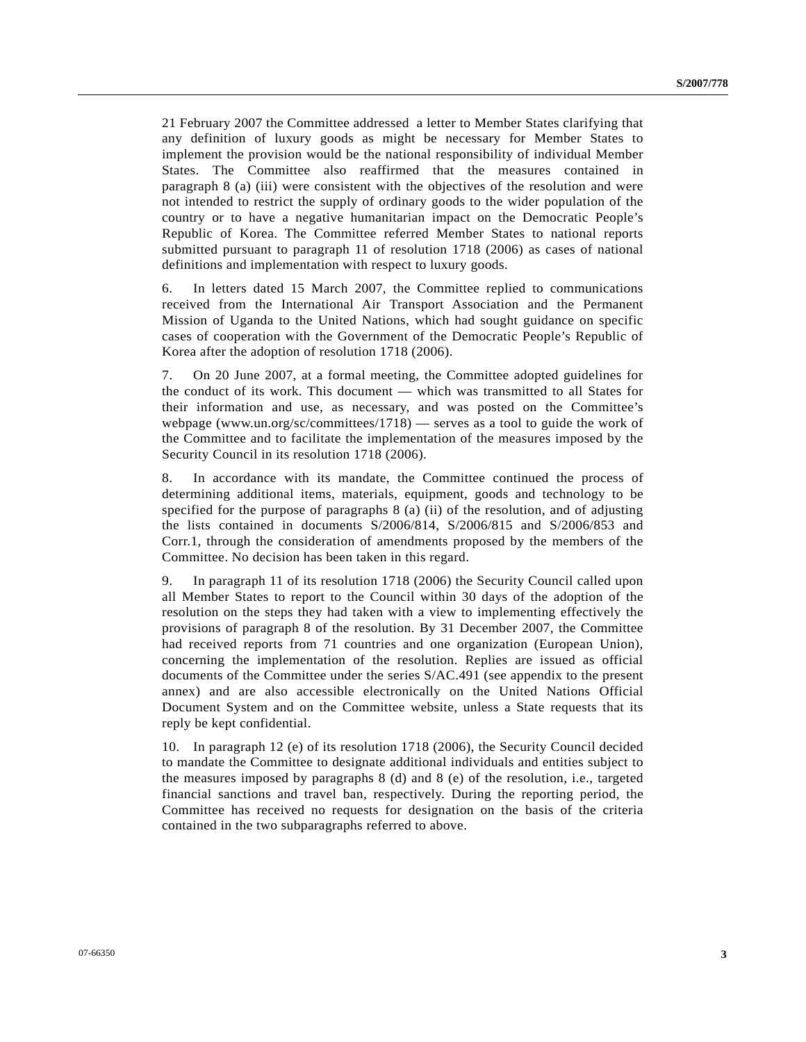21 February 2007 the Committee addressed a letter to Member States clarifying that any definition of luxury goods as might be necessary for Member States to implement the provision would be the national responsibility of individual Member States. The Committee also reaffirmed that the measures contained in paragraph 8 (a) (iii) were consistent with the objectives of the resolution and were not intended to restrict the supply of ordinary goods to the wider population of the country or to have a negative humanitarian impact on the Democratic People's Republic of Korea. The Committee referred Member States to national reports submitted pursuant to paragraph 11 of resolution 1718 (2006) as cases of national definitions and implementation with respect to luxury goods.

6. In letters dated 15 March 2007, the Committee replied to communications received from the International Air Transport Association and the Permanent Mission of Uganda to the United Nations, which had sought guidance on specific cases of cooperation with the Government of the Democratic People's Republic of Korea after the adoption of resolution 1718 (2006).

7. On 20 June 2007, at a formal meeting, the Committee adopted guidelines for the conduct of its work. This document — which was transmitted to all States for their information and use, as necessary, and was posted on the Committee's webpage (www.un.org/sc/committees/1718) — serves as a tool to guide the work of the Committee and to facilitate the implementation of the measures imposed by the Security Council in its resolution 1718 (2006).

8. In accordance with its mandate, the Committee continued the process of determining additional items, materials, equipment, goods and technology to be specified for the purpose of paragraphs 8 (a) (ii) of the resolution, and of adjusting the lists contained in documents S/2006/814, S/2006/815 and S/2006/853 and Corr.1, through the consideration of amendments proposed by the members of the Committee. No decision has been taken in this regard.

9. In paragraph 11 of its resolution 1718 (2006) the Security Council called upon all Member States to report to the Council within 30 days of the adoption of the resolution on the steps they had taken with a view to implementing effectively the provisions of paragraph 8 of the resolution. By 31 December 2007, the Committee had received reports from 71 countries and one organization (European Union), concerning the implementation of the resolution. Replies are issued as official documents of the Committee under the series S/AC.491 (see appendix to the present annex) and are also accessible electronically on the United Nations Official Document System and on the Committee website, unless a State requests that its reply be kept confidential.

10. In paragraph 12 (e) of its resolution 1718 (2006), the Security Council decided to mandate the Committee to designate additional individuals and entities subject to the measures imposed by paragraphs 8 (d) and 8 (e) of the resolution, i.e., targeted financial sanctions and travel ban, respectively. During the reporting period, the Committee has received no requests for designation on the basis of the criteria contained in the two subparagraphs referred to above.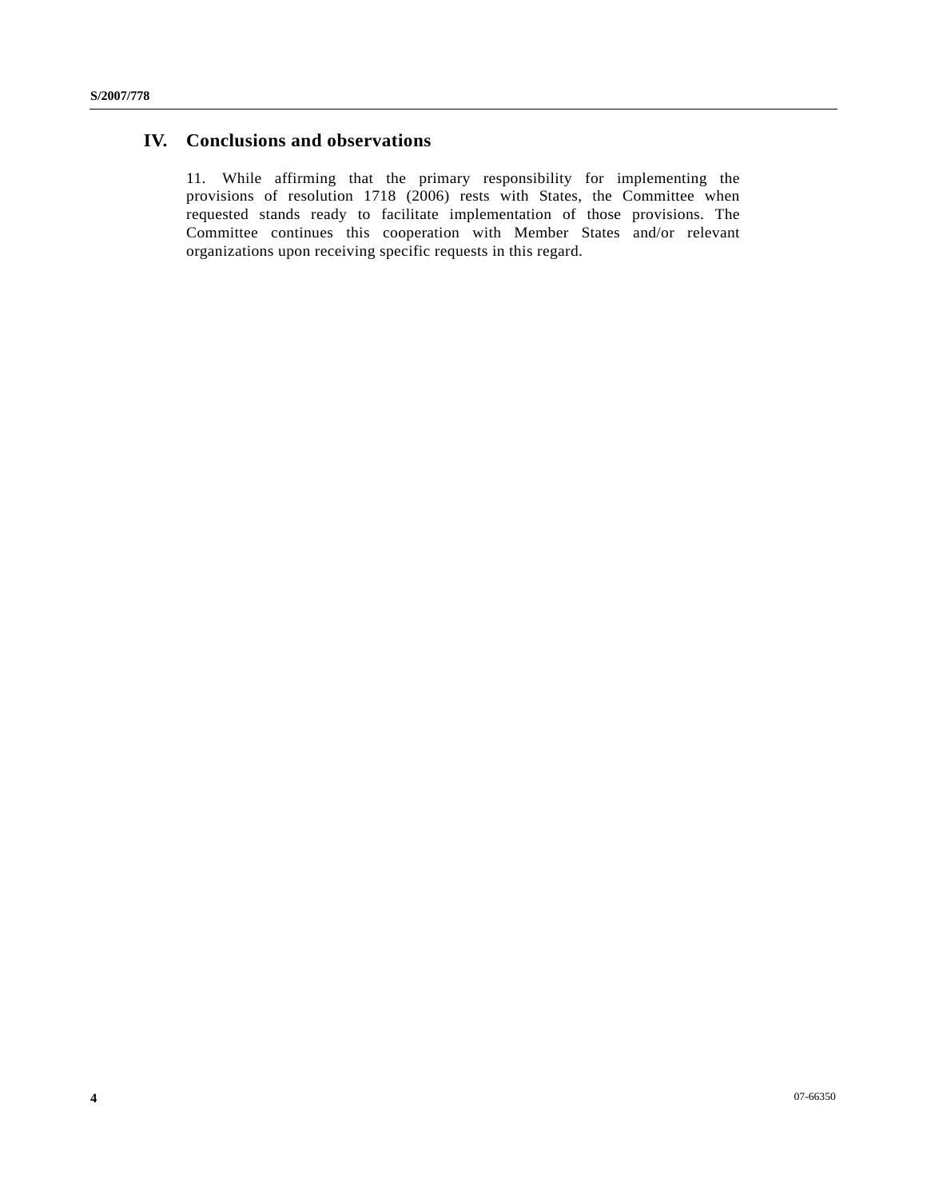## IV. Conclusions and observations

11. While affirming that the primary responsibility for implementing the provisions of resolution 1718 (2006) rests with States, the Committee when requested stands ready to facilitate implementation of those provisions. The Committee continues this cooperation with Member States and/or relevant organizations upon receiving specific requests in this regard.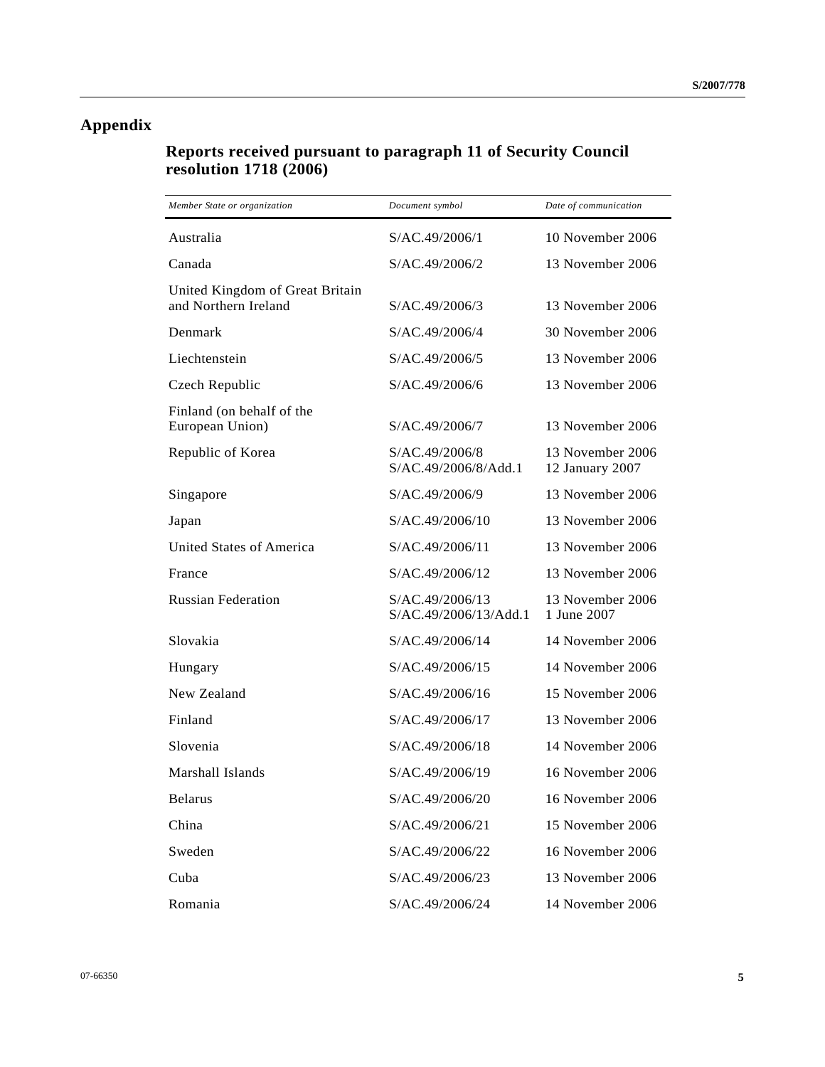# Appendix

## Reports received pursuant to paragraph 11 of Security Council resolution 1718 (2006)

| *Member State or organization* | *Document symbol* | *Date of communication* |
|---|---|---|
| Australia | S/AC.49/2006/1 | 10 November 2006 |
| Canada | S/AC.49/2006/2 | 13 November 2006 |
| United Kingdom of Great Britain and Northern Ireland | S/AC.49/2006/3 | 13 November 2006 |
| Denmark | S/AC.49/2006/4 | 30 November 2006 |
| Liechtenstein | S/AC.49/2006/5 | 13 November 2006 |
| Czech Republic | S/AC.49/2006/6 | 13 November 2006 |
| Finland (on behalf of the European Union) | S/AC.49/2006/7 | 13 November 2006 |
| Republic of Korea | S/AC.49/2006/8<br>S/AC.49/2006/8/Add.1 | 13 November 2006<br>12 January 2007 |
| Singapore | S/AC.49/2006/9 | 13 November 2006 |
| Japan | S/AC.49/2006/10 | 13 November 2006 |
| United States of America | S/AC.49/2006/11 | 13 November 2006 |
| France | S/AC.49/2006/12 | 13 November 2006 |
| Russian Federation | S/AC.49/2006/13<br>S/AC.49/2006/13/Add.1 | 13 November 2006<br>1 June 2007 |
| Slovakia | S/AC.49/2006/14 | 14 November 2006 |
| Hungary | S/AC.49/2006/15 | 14 November 2006 |
| New Zealand | S/AC.49/2006/16 | 15 November 2006 |
| Finland | S/AC.49/2006/17 | 13 November 2006 |
| Slovenia | S/AC.49/2006/18 | 14 November 2006 |
| Marshall Islands | S/AC.49/2006/19 | 16 November 2006 |
| Belarus | S/AC.49/2006/20 | 16 November 2006 |
| China | S/AC.49/2006/21 | 15 November 2006 |
| Sweden | S/AC.49/2006/22 | 16 November 2006 |
| Cuba | S/AC.49/2006/23 | 13 November 2006 |
| Romania | S/AC.49/2006/24 | 14 November 2006 |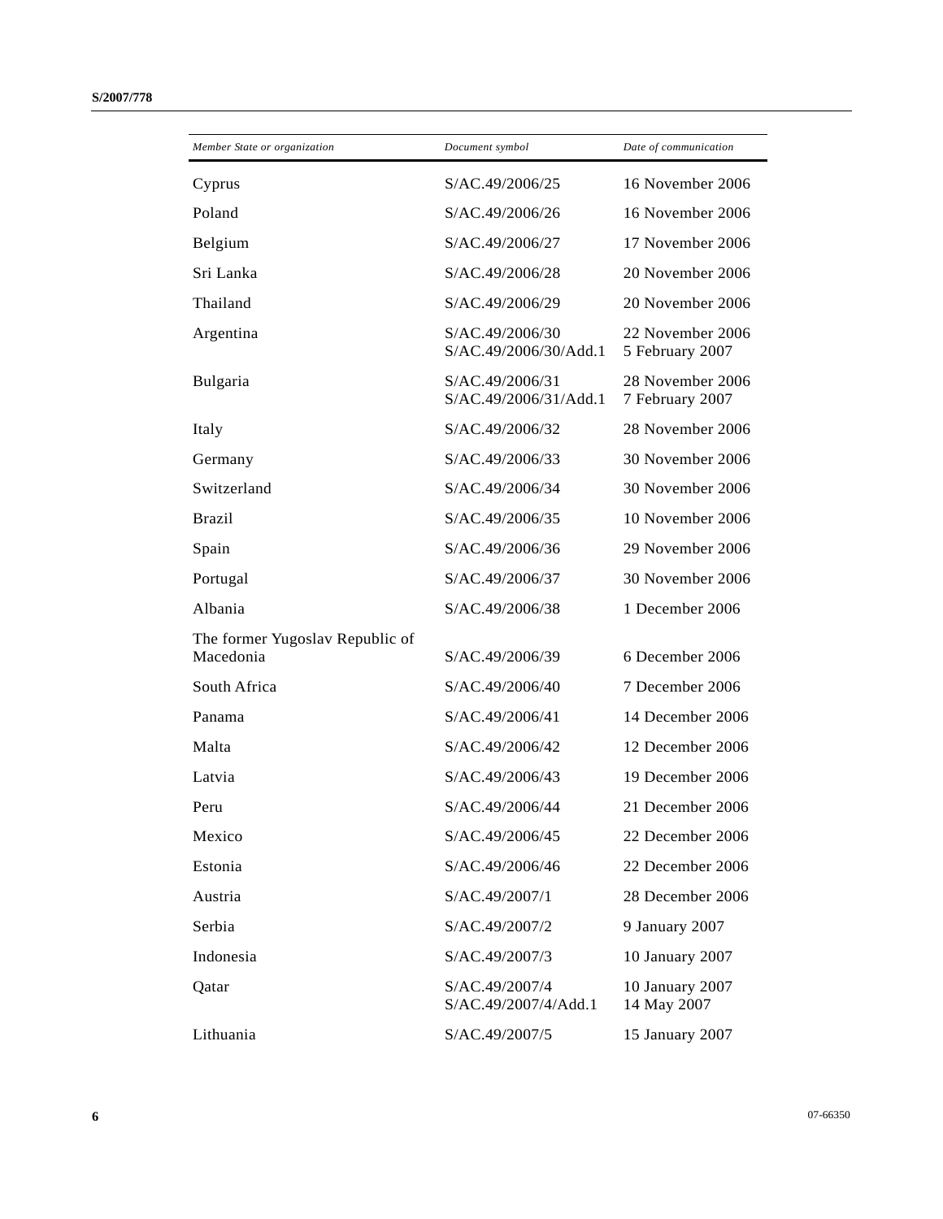| *Member State or organization* | *Document symbol* | *Date of communication* |
|---|---|---|
| Cyprus | S/AC.49/2006/25 | 16 November 2006 |
| Poland | S/AC.49/2006/26 | 16 November 2006 |
| Belgium | S/AC.49/2006/27 | 17 November 2006 |
| Sri Lanka | S/AC.49/2006/28 | 20 November 2006 |
| Thailand | S/AC.49/2006/29 | 20 November 2006 |
| Argentina | S/AC.49/2006/30<br>S/AC.49/2006/30/Add.1 | 22 November 2006<br>5 February 2007 |
| Bulgaria | S/AC.49/2006/31<br>S/AC.49/2006/31/Add.1 | 28 November 2006<br>7 February 2007 |
| Italy | S/AC.49/2006/32 | 28 November 2006 |
| Germany | S/AC.49/2006/33 | 30 November 2006 |
| Switzerland | S/AC.49/2006/34 | 30 November 2006 |
| Brazil | S/AC.49/2006/35 | 10 November 2006 |
| Spain | S/AC.49/2006/36 | 29 November 2006 |
| Portugal | S/AC.49/2006/37 | 30 November 2006 |
| Albania | S/AC.49/2006/38 | 1 December 2006 |
| The former Yugoslav Republic of Macedonia | S/AC.49/2006/39 | 6 December 2006 |
| South Africa | S/AC.49/2006/40 | 7 December 2006 |
| Panama | S/AC.49/2006/41 | 14 December 2006 |
| Malta | S/AC.49/2006/42 | 12 December 2006 |
| Latvia | S/AC.49/2006/43 | 19 December 2006 |
| Peru | S/AC.49/2006/44 | 21 December 2006 |
| Mexico | S/AC.49/2006/45 | 22 December 2006 |
| Estonia | S/AC.49/2006/46 | 22 December 2006 |
| Austria | S/AC.49/2007/1 | 28 December 2006 |
| Serbia | S/AC.49/2007/2 | 9 January 2007 |
| Indonesia | S/AC.49/2007/3 | 10 January 2007 |
| Qatar | S/AC.49/2007/4<br>S/AC.49/2007/4/Add.1 | 10 January 2007<br>14 May 2007 |
| Lithuania | S/AC.49/2007/5 | 15 January 2007 |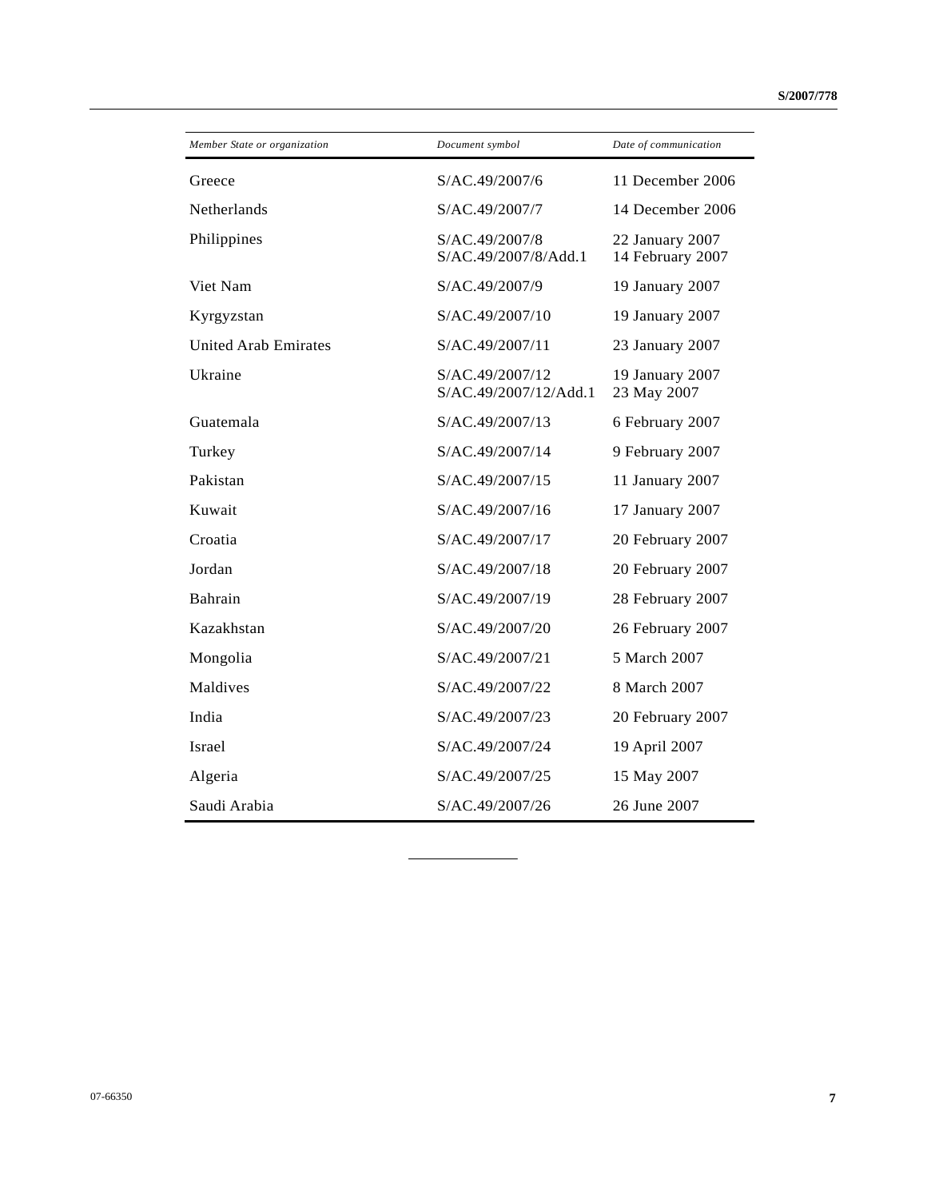| *Member State or organization* | *Document symbol* | *Date of communication* |
|---|---|---|
| Greece | S/AC.49/2007/6 | 11 December 2006 |
| Netherlands | S/AC.49/2007/7 | 14 December 2006 |
| Philippines | S/AC.49/2007/8<br>S/AC.49/2007/8/Add.1 | 22 January 2007<br>14 February 2007 |
| Viet Nam | S/AC.49/2007/9 | 19 January 2007 |
| Kyrgyzstan | S/AC.49/2007/10 | 19 January 2007 |
| United Arab Emirates | S/AC.49/2007/11 | 23 January 2007 |
| Ukraine | S/AC.49/2007/12<br>S/AC.49/2007/12/Add.1 | 19 January 2007<br>23 May 2007 |
| Guatemala | S/AC.49/2007/13 | 6 February 2007 |
| Turkey | S/AC.49/2007/14 | 9 February 2007 |
| Pakistan | S/AC.49/2007/15 | 11 January 2007 |
| Kuwait | S/AC.49/2007/16 | 17 January 2007 |
| Croatia | S/AC.49/2007/17 | 20 February 2007 |
| Jordan | S/AC.49/2007/18 | 20 February 2007 |
| Bahrain | S/AC.49/2007/19 | 28 February 2007 |
| Kazakhstan | S/AC.49/2007/20 | 26 February 2007 |
| Mongolia | S/AC.49/2007/21 | 5 March 2007 |
| Maldives | S/AC.49/2007/22 | 8 March 2007 |
| India | S/AC.49/2007/23 | 20 February 2007 |
| Israel | S/AC.49/2007/24 | 19 April 2007 |
| Algeria | S/AC.49/2007/25 | 15 May 2007 |
| Saudi Arabia | S/AC.49/2007/26 | 26 June 2007 |